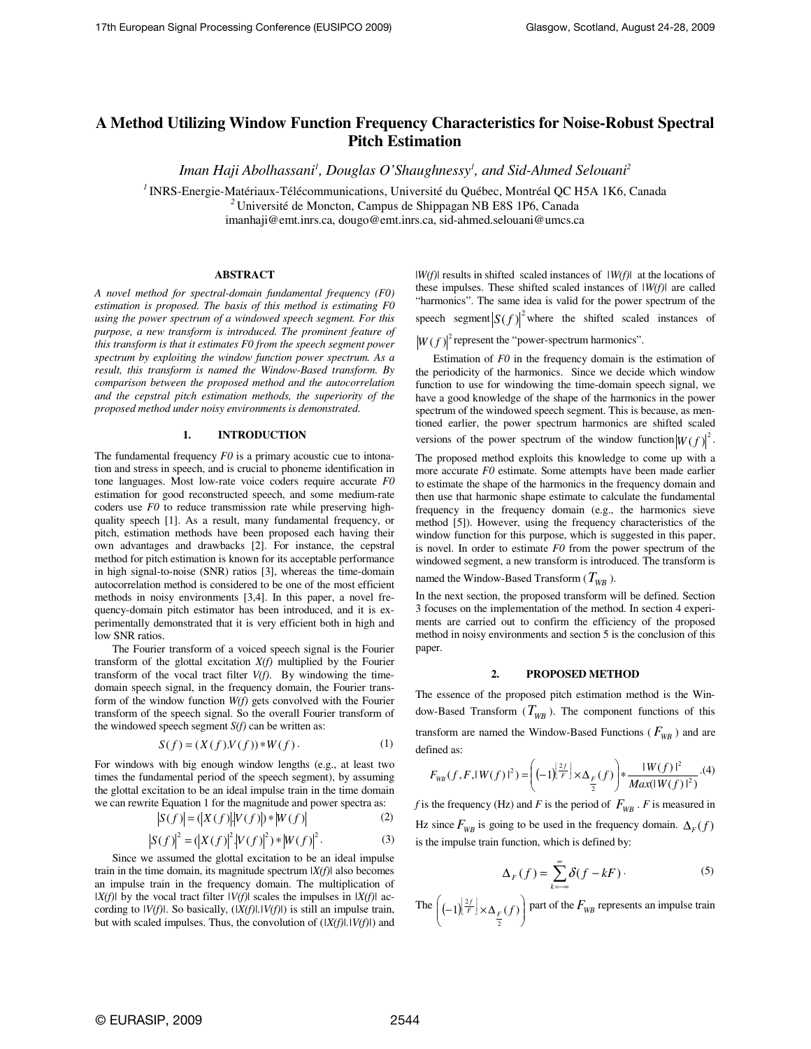# A Method Utilizing Window Function Frequency Characteristics for Noise-Robust Spectral Pitch Estimation

*Iman Haji Abolhassani[1], Douglas O'Shaughnessy[1], and Sid-Ahmed Selouani[2]*

[1] INRS-Energie-Matériaux-Télécommunications, Université du Québec, Montréal QC H5A 1K6, Canada
[2] Université de Moncton, Campus de Shippagan NB E8S 1P6, Canada
imanhaji@emt.inrs.ca, dougo@emt.inrs.ca, sid-ahmed.selouani@umcs.ca

### ABSTRACT

*A novel method for spectral-domain fundamental frequency (F0) estimation is proposed. The basis of this method is estimating F0 using the power spectrum of a windowed speech segment. For this purpose, a new transform is introduced. The prominent feature of this transform is that it estimates F0 from the speech segment power spectrum by exploiting the window function power spectrum. As a result, this transform is named the Window-Based transform. By comparison between the proposed method and the autocorrelation and the cepstral pitch estimation methods, the superiority of the proposed method under noisy environments is demonstrated.*

## 1. INTRODUCTION

The fundamental frequency *F0* is a primary acoustic cue to intonation and stress in speech, and is crucial to phoneme identification in tone languages. Most low-rate voice coders require accurate *F0* estimation for good reconstructed speech, and some medium-rate coders use *F0* to reduce transmission rate while preserving high-quality speech [1]. As a result, many fundamental frequency, or pitch, estimation methods have been proposed each having their own advantages and drawbacks [2]. For instance, the cepstral method for pitch estimation is known for its acceptable performance in high signal-to-noise (SNR) ratios [3], whereas the time-domain autocorrelation method is considered to be one of the most efficient methods in noisy environments [3,4]. In this paper, a novel frequency-domain pitch estimator has been introduced, and it is experimentally demonstrated that it is very efficient both in high and low SNR ratios.

The Fourier transform of a voiced speech signal is the Fourier transform of the glottal excitation *X(f)* multiplied by the Fourier transform of the vocal tract filter *V(f)*. By windowing the time-domain speech signal, in the frequency domain, the Fourier transform of the window function *W(f)* gets convolved with the Fourier transform of the speech signal. So the overall Fourier transform of the windowed speech segment *S(f)* can be written as:

$$S(f) = (X(f).V(f)) * W(f). \tag{1}$$

For windows with big enough window lengths (e.g., at least two times the fundamental period of the speech segment), by assuming the glottal excitation to be an ideal impulse train in the time domain we can rewrite Equation 1 for the magnitude and power spectra as:

$$|S(f)| = (|X(f)|.|V(f)|) * |W(f)| \tag{2}$$

$$|S(f)|^2 = (|X(f)|^2.|V(f)|^2) * |W(f)|^2. \tag{3}$$

Since we assumed the glottal excitation to be an ideal impulse train in the time domain, its magnitude spectrum *|X(f)|* also becomes an impulse train in the frequency domain. The multiplication of *|X(f)|* by the vocal tract filter *|V(f)|* scales the impulses in *|X(f)|* according to *|V(f)|*. So basically, (*|X(f)|.|V(f)|*) is still an impulse train, but with scaled impulses. Thus, the convolution of (*|X(f)|.|V(f)|*) and *|W(f)|* results in shifted scaled instances of *|W(f)|* at the locations of these impulses. These shifted scaled instances of *|W(f)|* are called "harmonics". The same idea is valid for the power spectrum of the speech segment $|S(f)|^2$ where the shifted scaled instances of $|W(f)|^2$ represent the "power-spectrum harmonics".

Estimation of *F0* in the frequency domain is the estimation of the periodicity of the harmonics. Since we decide which window function to use for windowing the time-domain speech signal, we have a good knowledge of the shape of the harmonics in the power spectrum of the windowed speech segment. This is because, as mentioned earlier, the power spectrum harmonics are shifted scaled versions of the power spectrum of the window function $|W(f)|^2$. The proposed method exploits this knowledge to come up with a more accurate *F0* estimate. Some attempts have been made earlier to estimate the shape of the harmonics in the frequency domain and then use that harmonic shape estimate to calculate the fundamental frequency in the frequency domain (e.g., the harmonics sieve method [5]). However, using the frequency characteristics of the window function for this purpose, which is suggested in this paper, is novel. In order to estimate *F0* from the power spectrum of the windowed segment, a new transform is introduced. The transform is named the Window-Based Transform ($T_{WB}$).

In the next section, the proposed transform will be defined. Section 3 focuses on the implementation of the method. In section 4 experiments are carried out to confirm the efficiency of the proposed method in noisy environments and section 5 is the conclusion of this paper.

## 2. PROPOSED METHOD

The essence of the proposed pitch estimation method is the Window-Based Transform ($T_{WB}$). The component functions of this transform are named the Window-Based Functions ($F_{WB}$) and are defined as:

$$F_{WB}(f, F, |W(f)|^2) = \left((-1)^{\left\lfloor \frac{2f}{F} \right\rfloor} \times \Delta_{\frac{F}{2}}(f)\right) * \frac{|W(f)|^2}{Max(|W(f)|^2)}. \tag{4}$$

*f* is the frequency (Hz) and *F* is the period of $F_{WB}$. *F* is measured in Hz since $F_{WB}$ is going to be used in the frequency domain. $\Delta_F(f)$ is the impulse train function, which is defined by:

$$\Delta_F(f) = \sum_{k=-\infty}^{\infty} \delta(f - kF). \tag{5}$$

The $\left((-1)^{\left\lfloor \frac{2f}{F} \right\rfloor} \times \Delta_{\frac{F}{2}}(f)\right)$ part of the $F_{WB}$ represents an impulse train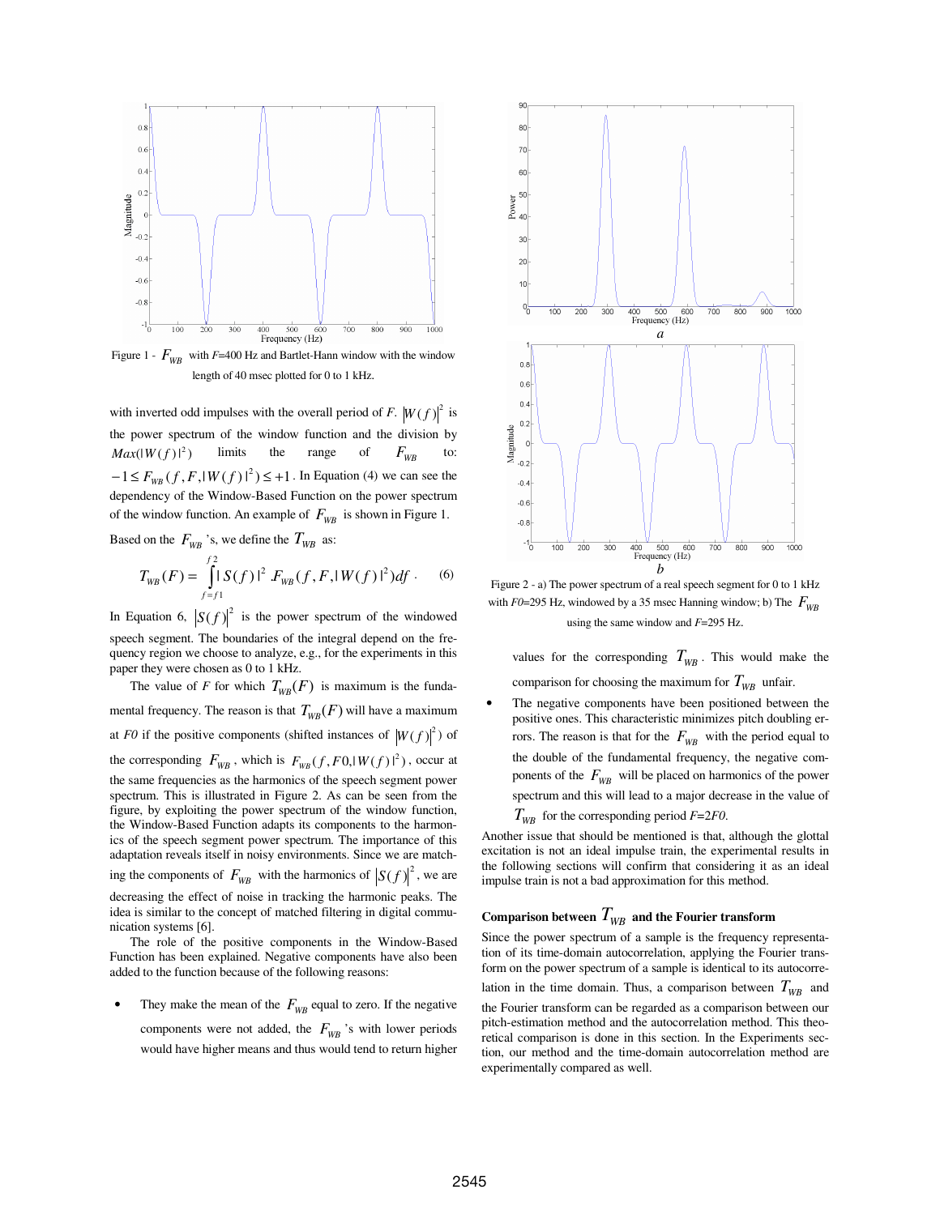Figure 1 - $F_{WB}$ with $F$=400 Hz and Bartlet-Hann window with the window length of 40 msec plotted for 0 to 1 kHz.

with inverted odd impulses with the overall period of $F$. $|W(f)|^2$ is the power spectrum of the window function and the division by $Max(|W(f)|^2)$ limits the range of $F_{WB}$ to: $-1 \le F_{WB}(f, F, |W(f)|^2) \le +1$. In Equation (4) we can see the dependency of the Window-Based Function on the power spectrum of the window function. An example of $F_{WB}$ is shown in Figure 1.

Based on the $F_{WB}$'s, we define the $T_{WB}$ as:

$$T_{WB}(F) = \int_{f=f1}^{f2} |S(f)|^2 \, F_{WB}(f, F, |W(f)|^2) df \, . \qquad (6)$$

In Equation 6, $|S(f)|^2$ is the power spectrum of the windowed speech segment. The boundaries of the integral depend on the frequency region we choose to analyze, e.g., for the experiments in this paper they were chosen as 0 to 1 kHz.

The value of $F$ for which $T_{WB}(F)$ is maximum is the fundamental frequency. The reason is that $T_{WB}(F)$ will have a maximum at $F0$ if the positive components (shifted instances of $|W(f)|^2$) of the corresponding $F_{WB}$, which is $F_{WB}(f, F0, |W(f)|^2)$, occur at the same frequencies as the harmonics of the speech segment power spectrum. This is illustrated in Figure 2. As can be seen from the figure, by exploiting the power spectrum of the window function, the Window-Based Function adapts its components to the harmonics of the speech segment power spectrum. The importance of this adaptation reveals itself in noisy environments. Since we are matching the components of $F_{WB}$ with the harmonics of $|S(f)|^2$, we are decreasing the effect of noise in tracking the harmonic peaks. The idea is similar to the concept of matched filtering in digital communication systems [6].

The role of the positive components in the Window-Based Function has been explained. Negative components have also been added to the function because of the following reasons:

- They make the mean of the $F_{WB}$ equal to zero. If the negative components were not added, the $F_{WB}$'s with lower periods would have higher means and thus would tend to return higher values for the corresponding $T_{WB}$. This would make the comparison for choosing the maximum for $T_{WB}$ unfair.
- The negative components have been positioned between the positive ones. This characteristic minimizes pitch doubling errors. The reason is that for the $F_{WB}$ with the period equal to the double of the fundamental frequency, the negative components of the $F_{WB}$ will be placed on harmonics of the power spectrum and this will lead to a major decrease in the value of $T_{WB}$ for the corresponding period $F$=2$F0$.

Figure 2 - a) The power spectrum of a real speech segment for 0 to 1 kHz with $F0$=295 Hz, windowed by a 35 msec Hanning window; b) The $F_{WB}$ using the same window and $F$=295 Hz.

Another issue that should be mentioned is that, although the glottal excitation is not an ideal impulse train, the experimental results in the following sections will confirm that considering it as an ideal impulse train is not a bad approximation for this method.

### Comparison between $T_{WB}$ and the Fourier transform

Since the power spectrum of a sample is the frequency representation of its time-domain autocorrelation, applying the Fourier transform on the power spectrum of a sample is identical to its autocorrelation in the time domain. Thus, a comparison between $T_{WB}$ and the Fourier transform can be regarded as a comparison between our pitch-estimation method and the autocorrelation method. This theoretical comparison is done in this section. In the Experiments section, our method and the time-domain autocorrelation method are experimentally compared as well.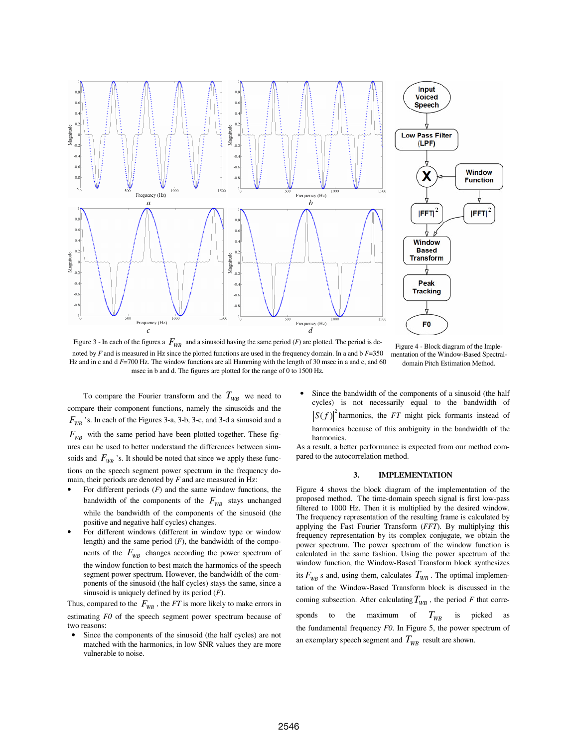Figure 3 - In each of the figures a $F_{WB}$ and a sinusoid having the same period (*F*) are plotted. The period is denoted by *F* and is measured in Hz since the plotted functions are used in the frequency domain. In a and b *F*=350 Hz and in c and d *F*=700 Hz. The window functions are all Hamming with the length of 30 msec in a and c, and 60 msec in b and d. The figures are plotted for the range of 0 to 1500 Hz.

Figure 4 - Block diagram of the Implementation of the Window-Based Spectral-domain Pitch Estimation Method.

To compare the Fourier transform and the $T_{WB}$ we need to compare their component functions, namely the sinusoids and the $F_{WB}$'s. In each of the Figures 3-a, 3-b, 3-c, and 3-d a sinusoid and a $F_{WB}$ with the same period have been plotted together. These figures can be used to better understand the differences between sinusoids and $F_{WB}$'s. It should be noted that since we apply these functions on the speech segment power spectrum in the frequency domain, their periods are denoted by *F* and are measured in Hz:

- For different periods (*F*) and the same window functions, the bandwidth of the components of the $F_{WB}$ stays unchanged while the bandwidth of the components of the sinusoid (the positive and negative half cycles) changes.
- For different windows (different in window type or window length) and the same period (*F*), the bandwidth of the components of the $F_{WB}$ changes according the power spectrum of the window function to best match the harmonics of the speech segment power spectrum. However, the bandwidth of the components of the sinusoid (the half cycles) stays the same, since a sinusoid is uniquely defined by its period (*F*).

Thus, compared to the $F_{WB}$, the *FT* is more likely to make errors in estimating *F0* of the speech segment power spectrum because of two reasons:

- Since the components of the sinusoid (the half cycles) are not matched with the harmonics, in low SNR values they are more vulnerable to noise.
- Since the bandwidth of the components of a sinusoid (the half cycles) is not necessarily equal to the bandwidth of $|S(f)|^2$ harmonics, the *FT* might pick formants instead of harmonics because of this ambiguity in the bandwidth of the harmonics.

As a result, a better performance is expected from our method compared to the autocorrelation method.

## 3. IMPLEMENTATION

Figure 4 shows the block diagram of the implementation of the proposed method. The time-domain speech signal is first low-pass filtered to 1000 Hz. Then it is multiplied by the desired window. The frequency representation of the resulting frame is calculated by applying the Fast Fourier Transform (*FFT*). By multiplying this frequency representation by its complex conjugate, we obtain the power spectrum. The power spectrum of the window function is calculated in the same fashion. Using the power spectrum of the window function, the Window-Based Transform block synthesizes its $F_{WB}$ s and, using them, calculates $T_{WB}$. The optimal implementation of the Window-Based Transform block is discussed in the coming subsection. After calculating $T_{WB}$, the period *F* that corresponds to the maximum of $T_{WB}$ is picked as the fundamental frequency *F0*. In Figure 5, the power spectrum of an exemplary speech segment and $T_{WB}$ result are shown.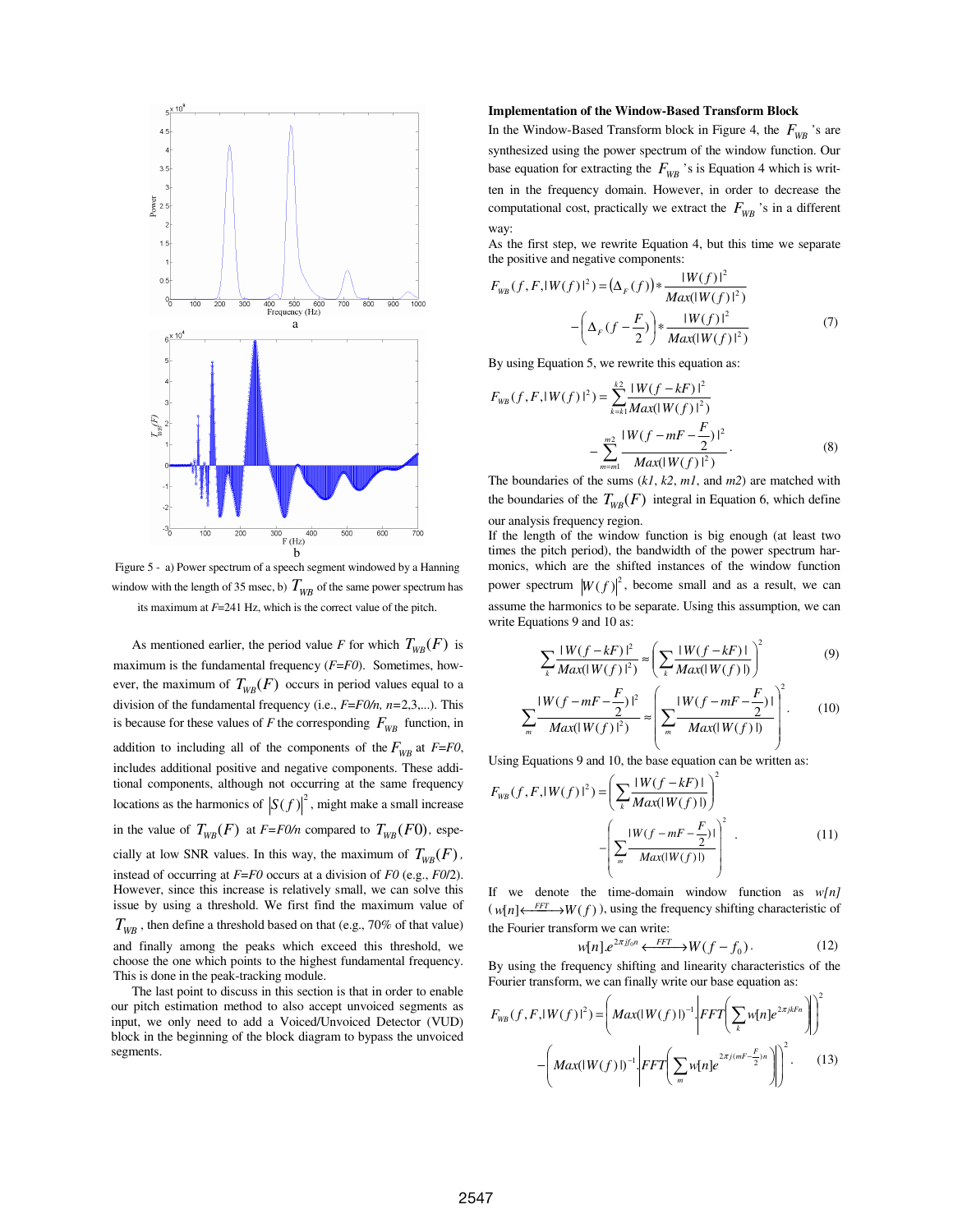Figure 5 - a) Power spectrum of a speech segment windowed by a Hanning window with the length of 35 msec, b) $T_{WB}$ of the same power spectrum has its maximum at $F$=241 Hz, which is the correct value of the pitch.

As mentioned earlier, the period value $F$ for which $T_{WB}(F)$ is maximum is the fundamental frequency ($F$=$F0$). Sometimes, however, the maximum of $T_{WB}(F)$ occurs in period values equal to a division of the fundamental frequency (i.e., $F$=$F0/n$, $n$=2,3,...). This is because for these values of $F$ the corresponding $F_{WB}$ function, in addition to including all of the components of the $F_{WB}$ at $F$=$F0$, includes additional positive and negative components. These additional components, although not occurring at the same frequency locations as the harmonics of $|S(f)|^2$, might make a small increase in the value of $T_{WB}(F)$ at $F$=$F0/n$ compared to $T_{WB}(F0)$, especially at low SNR values. In this way, the maximum of $T_{WB}(F)$, instead of occurring at $F$=$F0$ occurs at a division of $F0$ (e.g., $F0/2$). However, since this increase is relatively small, we can solve this issue by using a threshold. We first find the maximum value of $T_{WB}$, then define a threshold based on that (e.g., 70% of that value) and finally among the peaks which exceed this threshold, we choose the one which points to the highest fundamental frequency. This is done in the peak-tracking module.

The last point to discuss in this section is that in order to enable our pitch estimation method to also accept unvoiced segments as input, we only need to add a Voiced/Unvoiced Detector (VUD) block in the beginning of the block diagram to bypass the unvoiced segments.

**Implementation of the Window-Based Transform Block**

In the Window-Based Transform block in Figure 4, the $F_{WB}$'s are synthesized using the power spectrum of the window function. Our base equation for extracting the $F_{WB}$'s is Equation 4 which is written in the frequency domain. However, in order to decrease the computational cost, practically we extract the $F_{WB}$'s in a different way:

As the first step, we rewrite Equation 4, but this time we separate the positive and negative components:

$$F_{WB}(f,F,|W(f)|^2) = \left(\Delta_F(f)\right) * \frac{|W(f)|^2}{Max(|W(f)|^2)} - \left(\Delta_F(f-\frac{F}{2})\right) * \frac{|W(f)|^2}{Max(|W(f)|^2)} \tag{7}$$

By using Equation 5, we rewrite this equation as:

$$F_{WB}(f,F,|W(f)|^2) = \sum_{k=k1}^{k2} \frac{|W(f-kF)|^2}{Max(|W(f)|^2)} - \sum_{m=m1}^{m2} \frac{|W(f-mF-\frac{F}{2})|^2}{Max(|W(f)|^2)}. \tag{8}$$

The boundaries of the sums ($k1$, $k2$, $m1$, and $m2$) are matched with the boundaries of the $T_{WB}(F)$ integral in Equation 6, which define our analysis frequency region.

If the length of the window function is big enough (at least two times the pitch period), the bandwidth of the power spectrum harmonics, which are the shifted instances of the window function power spectrum $|W(f)|^2$, become small and as a result, we can assume the harmonics to be separate. Using this assumption, we can write Equations 9 and 10 as:

$$\sum_k \frac{|W(f-kF)|^2}{Max(|W(f)|^2)} \approx \left(\sum_k \frac{|W(f-kF)|}{Max(|W(f)|)}\right)^2 \tag{9}$$

$$\sum_m \frac{|W(f-mF-\frac{F}{2})|^2}{Max(|W(f)|^2)} \approx \left(\sum_m \frac{|W(f-mF-\frac{F}{2})|}{Max(|W(f)|)}\right)^2. \tag{10}$$

Using Equations 9 and 10, the base equation can be written as:

$$F_{WB}(f,F,|W(f)|^2) = \left(\sum_k \frac{|W(f-kF)|}{Max(|W(f)|)}\right)^2 - \left(\sum_m \frac{|W(f-mF-\frac{F}{2})|}{Max(|W(f)|)}\right)^2. \tag{11}$$

If we denote the time-domain window function as $w[n]$ ($w[n] \xleftrightarrow{FFT} W(f)$), using the frequency shifting characteristic of the Fourier transform we can write:

$$w[n].e^{2\pi j f_0 n} \xleftrightarrow{FFT} W(f-f_0). \tag{12}$$

By using the frequency shifting and linearity characteristics of the Fourier transform, we can finally write our base equation as:

$$F_{WB}(f,F,|W(f)|^2) = \left(Max(|W(f)|)^{-1}.\left|FFT\left(\sum_k w[n]e^{2\pi jkFn}\right)\right|\right)^2 - \left(Max(|W(f)|)^{-1}.\left|FFT\left(\sum_m w[n]e^{2\pi j(mF-\frac{F}{2})n}\right)\right|\right)^2. \tag{13}$$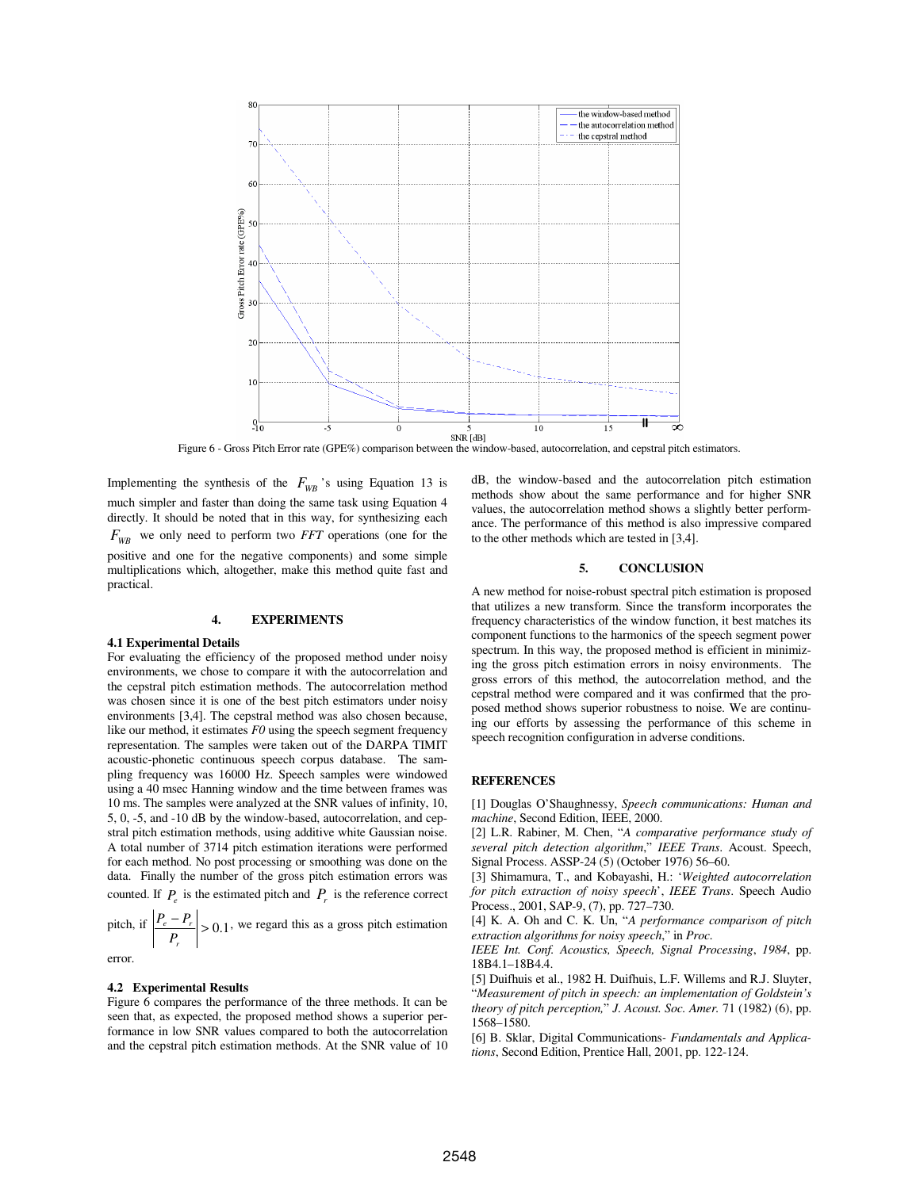80
70
60
50
40
30
20
10
0
-10
-5
0
5
10
15
∞
Gross Pitch Error rate (GPE%)
SNR [dB]
the window-based method
the autocorrelation method
the cepstral method

Figure 6 - Gross Pitch Error rate (GPE%) comparison between the window-based, autocorrelation, and cepstral pitch estimators.

Implementing the synthesis of the $F_{WB}$'s using Equation 13 is much simpler and faster than doing the same task using Equation 4 directly. It should be noted that in this way, for synthesizing each $F_{WB}$ we only need to perform two *FFT* operations (one for the positive and one for the negative components) and some simple multiplications which, altogether, make this method quite fast and practical.

## 4. EXPERIMENTS

### 4.1 Experimental Details

For evaluating the efficiency of the proposed method under noisy environments, we chose to compare it with the autocorrelation and the cepstral pitch estimation methods. The autocorrelation method was chosen since it is one of the best pitch estimators under noisy environments [3,4]. The cepstral method was also chosen because, like our method, it estimates *F0* using the speech segment frequency representation. The samples were taken out of the DARPA TIMIT acoustic-phonetic continuous speech corpus database. The sampling frequency was 16000 Hz. Speech samples were windowed using a 40 msec Hanning window and the time between frames was 10 ms. The samples were analyzed at the SNR values of infinity, 10, 5, 0, -5, and -10 dB by the window-based, autocorrelation, and cepstral pitch estimation methods, using additive white Gaussian noise. A total number of 3714 pitch estimation iterations were performed for each method. No post processing or smoothing was done on the data. Finally the number of the gross pitch estimation errors was counted. If $P_e$ is the estimated pitch and $P_r$ is the reference correct pitch, if $\left|\frac{P_e - P_r}{P_r}\right| > 0.1$, we regard this as a gross pitch estimation error.

### 4.2 Experimental Results

Figure 6 compares the performance of the three methods. It can be seen that, as expected, the proposed method shows a superior performance in low SNR values compared to both the autocorrelation and the cepstral pitch estimation methods. At the SNR value of 10 dB, the window-based and the autocorrelation pitch estimation methods show about the same performance and for higher SNR values, the autocorrelation method shows a slightly better performance. The performance of this method is also impressive compared to the other methods which are tested in [3,4].

## 5. CONCLUSION

A new method for noise-robust spectral pitch estimation is proposed that utilizes a new transform. Since the transform incorporates the frequency characteristics of the window function, it best matches its component functions to the harmonics of the speech segment power spectrum. In this way, the proposed method is efficient in minimizing the gross pitch estimation errors in noisy environments. The gross errors of this method, the autocorrelation method, and the cepstral method were compared and it was confirmed that the proposed method shows superior robustness to noise. We are continuing our efforts by assessing the performance of this scheme in speech recognition configuration in adverse conditions.

## REFERENCES

[1] Douglas O'Shaughnessy, *Speech communications: Human and machine*, Second Edition, IEEE, 2000.

[2] L.R. Rabiner, M. Chen, "*A comparative performance study of several pitch detection algorithm*," *IEEE Trans*. Acoust. Speech, Signal Process. ASSP-24 (5) (October 1976) 56–60.

[3] Shimamura, T., and Kobayashi, H.: '*Weighted autocorrelation for pitch extraction of noisy speech*', *IEEE Trans*. Speech Audio Process., 2001, SAP-9, (7), pp. 727–730.

[4] K. A. Oh and C. K. Un, "*A performance comparison of pitch extraction algorithms for noisy speech*," in *Proc. IEEE Int. Conf. Acoustics, Speech, Signal Processing*, *1984*, pp. 18B4.1–18B4.4.

[5] Duifhuis et al., 1982 H. Duifhuis, L.F. Willems and R.J. Sluyter, "*Measurement of pitch in speech: an implementation of Goldstein's theory of pitch perception,*" *J. Acoust. Soc. Amer.* 71 (1982) (6), pp. 1568–1580.

[6] B. Sklar, Digital Communications- *Fundamentals and Applications*, Second Edition, Prentice Hall, 2001, pp. 122-124.